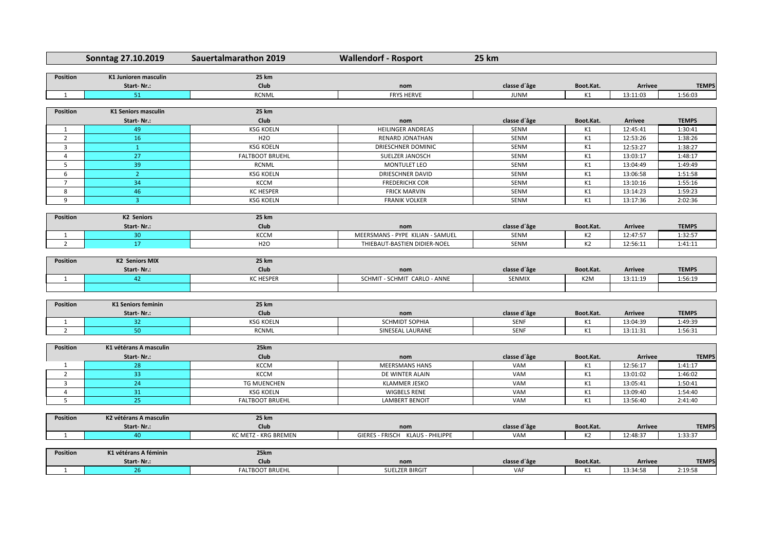| Sonntag 27.10.2019 | Sauertalmarathon 2019 | Wallendorf - Rosport | 25 km | | | | |
|---|---|---|---|---|---|---|---|

| Position | K1 Junioren masculin | 25 km | | | | | |
|---|---|---|---|---|---|---|---|
| | Start- Nr.: | Club | nom | classe d´âge | Boot.Kat. | Arrivee | TEMPS |
| 1 | 51 | RCNML | FRYS HERVE | JUNM | K1 | 13:11:03 | 1:56:03 |

| Position | K1 Seniors masculin | 25 km | | | | | |
|---|---|---|---|---|---|---|---|
| | Start- Nr.: | Club | nom | classe d´âge | Boot.Kat. | Arrivee | TEMPS |
| 1 | 49 | KSG KOELN | HEILINGER ANDREAS | SENM | K1 | 12:45:41 | 1:30:41 |
| 2 | 16 | H2O | RENARD JONATHAN | SENM | K1 | 12:53:26 | 1:38:26 |
| 3 | 1 | KSG KOELN | DRIESCHNER DOMINIC | SENM | K1 | 12:53:27 | 1:38:27 |
| 4 | 27 | FALTBOOT BRUEHL | SUELZER JANOSCH | SENM | K1 | 13:03:17 | 1:48:17 |
| 5 | 39 | RCNML | MONTULET LEO | SENM | K1 | 13:04:49 | 1:49:49 |
| 6 | 2 | KSG KOELN | DRIESCHNER DAVID | SENM | K1 | 13:06:58 | 1:51:58 |
| 7 | 34 | KCCM | FREDERICHX COR | SENM | K1 | 13:10:16 | 1:55:16 |
| 8 | 46 | KC HESPER | FRICK MARVIN | SENM | K1 | 13:14:23 | 1:59:23 |
| 9 | 3 | KSG KOELN | FRANIK VOLKER | SENM | K1 | 13:17:36 | 2:02:36 |

| Position | K2 Seniors | 25 km | | | | | |
|---|---|---|---|---|---|---|---|
| | Start- Nr.: | Club | nom | classe d´âge | Boot.Kat. | Arrivee | TEMPS |
| 1 | 30 | KCCM | MEERSMANS - PYPE KILIAN - SAMUEL | SENM | K2 | 12:47:57 | 1:32:57 |
| 2 | 17 | H2O | THIEBAUT-BASTIEN DIDIER-NOEL | SENM | K2 | 12:56:11 | 1:41:11 |

| Position | K2 Seniors MIX | 25 km | | | | | |
|---|---|---|---|---|---|---|---|
| | Start- Nr.: | Club | nom | classe d´âge | Boot.Kat. | Arrivee | TEMPS |
| 1 | 42 | KC HESPER | SCHMIT - SCHMIT CARLO - ANNE | SENMIX | K2M | 13:11:19 | 1:56:19 |
| | | | | | | | |

| Position | K1 Seniors feminin | 25 km | | | | | |
|---|---|---|---|---|---|---|---|
| | Start- Nr.: | Club | nom | classe d´âge | Boot.Kat. | Arrivee | TEMPS |
| 1 | 32 | KSG KOELN | SCHMIDT SOPHIA | SENF | K1 | 13:04:39 | 1:49:39 |
| 2 | 50 | RCNML | SINESEAL LAURANE | SENF | K1 | 13:11:31 | 1:56:31 |

| Position | K1 vétérans A masculin | 25km | | | | | |
|---|---|---|---|---|---|---|---|
| | Start- Nr.: | Club | nom | classe d´âge | Boot.Kat. | Arrivee | TEMPS |
| 1 | 28 | KCCM | MEERSMANS HANS | VAM | K1 | 12:56:17 | 1:41:17 |
| 2 | 33 | KCCM | DE WINTER ALAIN | VAM | K1 | 13:01:02 | 1:46:02 |
| 3 | 24 | TG MUENCHEN | KLAMMER JESKO | VAM | K1 | 13:05:41 | 1:50:41 |
| 4 | 31 | KSG KOELN | WIGBELS RENE | VAM | K1 | 13:09:40 | 1:54:40 |
| 5 | 25 | FALTBOOT BRUEHL | LAMBERT BENOIT | VAM | K1 | 13:56:40 | 2:41:40 |

| Position | K2 vétérans A masculin | 25 km | | | | | |
|---|---|---|---|---|---|---|---|
| | Start- Nr.: | Club | nom | classe d´âge | Boot.Kat. | Arrivee | TEMPS |
| 1 | 40 | KC METZ - KRG BREMEN | GIERES - FRISCH KLAUS - PHILIPPE | VAM | K2 | 12:48:37 | 1:33:37 |

| Position | K1 vétérans A féminin | 25km | | | | | |
|---|---|---|---|---|---|---|---|
| | Start- Nr.: | Club | nom | classe d´âge | Boot.Kat. | Arrivee | TEMPS |
| 1 | 26 | FALTBOOT BRUEHL | SUELZER BIRGIT | VAF | K1 | 13:34:58 | 2:19:58 |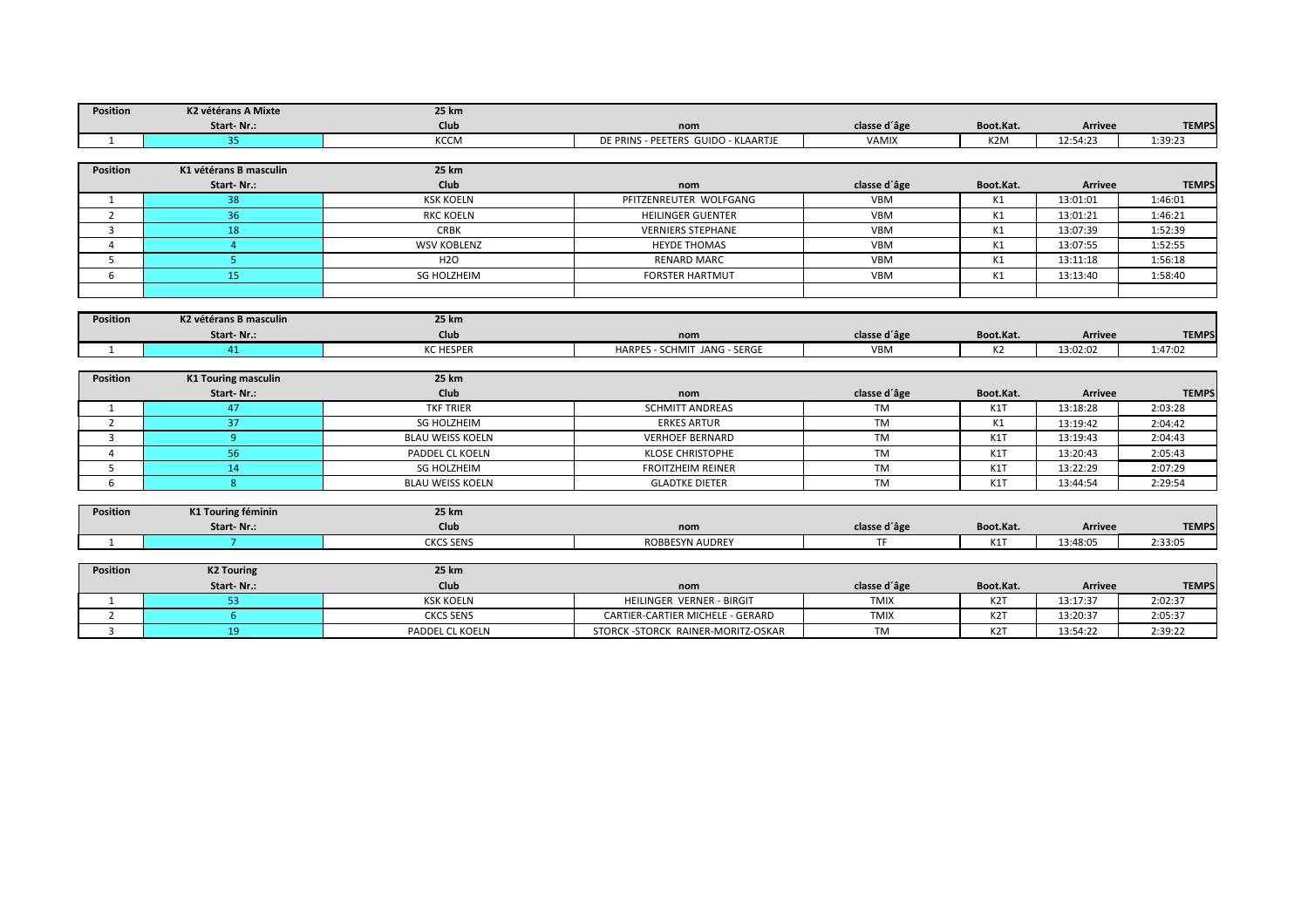| Position | K2 vétérans A Mixte | 25 km | | | | | |
|---|---|---|---|---|---|---|---|
| | Start- Nr.: | Club | nom | classe d´âge | Boot.Kat. | Arrivee | TEMPS |
| 1 | 35 | KCCM | DE PRINS - PEETERS GUIDO - KLAARTJE | VAMIX | K2M | 12:54:23 | 1:39:23 |

| Position | K1 vétérans B masculin | 25 km | | | | | |
|---|---|---|---|---|---|---|---|
| | Start- Nr.: | Club | nom | classe d´âge | Boot.Kat. | Arrivee | TEMPS |
| 1 | 38 | KSK KOELN | PFITZENREUTER WOLFGANG | VBM | K1 | 13:01:01 | 1:46:01 |
| 2 | 36 | RKC KOELN | HEILINGER GUENTER | VBM | K1 | 13:01:21 | 1:46:21 |
| 3 | 18 | CRBK | VERNIERS STEPHANE | VBM | K1 | 13:07:39 | 1:52:39 |
| 4 | 4 | WSV KOBLENZ | HEYDE THOMAS | VBM | K1 | 13:07:55 | 1:52:55 |
| 5 | 5 | H2O | RENARD MARC | VBM | K1 | 13:11:18 | 1:56:18 |
| 6 | 15 | SG HOLZHEIM | FORSTER HARTMUT | VBM | K1 | 13:13:40 | 1:58:40 |

| Position | K2 vétérans B masculin | 25 km | | | | | |
|---|---|---|---|---|---|---|---|
| | Start- Nr.: | Club | nom | classe d´âge | Boot.Kat. | Arrivee | TEMPS |
| 1 | 41 | KC HESPER | HARPES - SCHMIT JANG - SERGE | VBM | K2 | 13:02:02 | 1:47:02 |

| Position | K1 Touring masculin | 25 km | | | | | |
|---|---|---|---|---|---|---|---|
| | Start- Nr.: | Club | nom | classe d´âge | Boot.Kat. | Arrivee | TEMPS |
| 1 | 47 | TKF TRIER | SCHMITT ANDREAS | TM | K1T | 13:18:28 | 2:03:28 |
| 2 | 37 | SG HOLZHEIM | ERKES ARTUR | TM | K1 | 13:19:42 | 2:04:42 |
| 3 | 9 | BLAU WEISS KOELN | VERHOEF BERNARD | TM | K1T | 13:19:43 | 2:04:43 |
| 4 | 56 | PADDEL CL KOELN | KLOSE CHRISTOPHE | TM | K1T | 13:20:43 | 2:05:43 |
| 5 | 14 | SG HOLZHEIM | FROITZHEIM REINER | TM | K1T | 13:22:29 | 2:07:29 |
| 6 | 8 | BLAU WEISS KOELN | GLADTKE DIETER | TM | K1T | 13:44:54 | 2:29:54 |

| Position | K1 Touring féminin | 25 km | | | | | |
|---|---|---|---|---|---|---|---|
| | Start- Nr.: | Club | nom | classe d´âge | Boot.Kat. | Arrivee | TEMPS |
| 1 | 7 | CKCS SENS | ROBBESYN AUDREY | TF | K1T | 13:48:05 | 2:33:05 |

| Position | K2 Touring | 25 km | | | | | |
|---|---|---|---|---|---|---|---|
| | Start- Nr.: | Club | nom | classe d´âge | Boot.Kat. | Arrivee | TEMPS |
| 1 | 53 | KSK KOELN | HEILINGER VERNER - BIRGIT | TMIX | K2T | 13:17:37 | 2:02:37 |
| 2 | 6 | CKCS SENS | CARTIER-CARTIER MICHELE - GERARD | TMIX | K2T | 13:20:37 | 2:05:37 |
| 3 | 19 | PADDEL CL KOELN | STORCK -STORCK RAINER-MORITZ-OSKAR | TM | K2T | 13:54:22 | 2:39:22 |